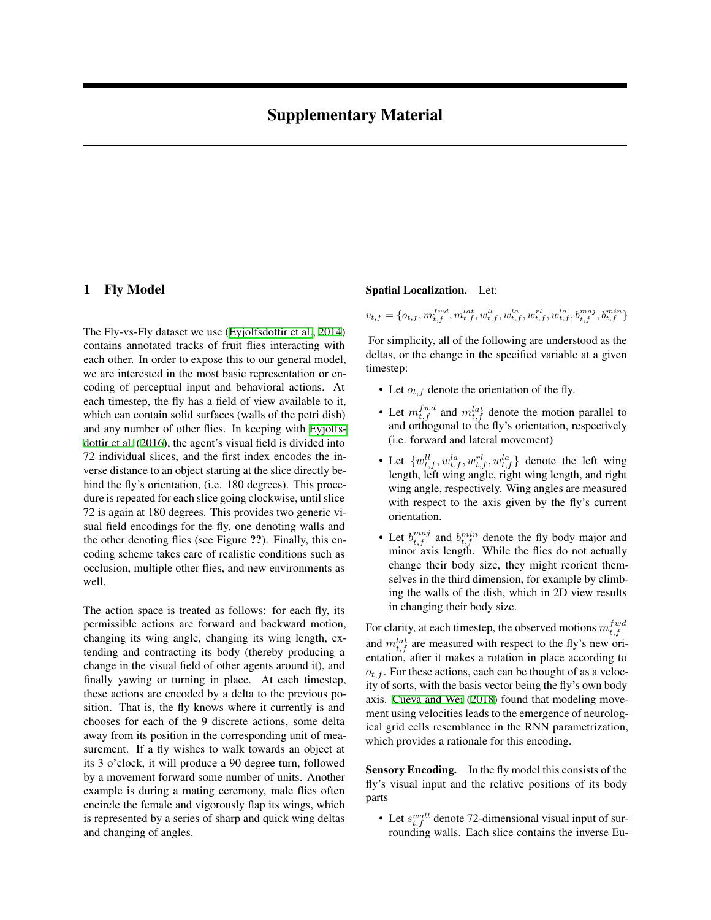# Supplementary Material

## 1 Fly Model

The Fly-vs-Fly dataset we use (Eyjolfsdottir et al., 2014) contains annotated tracks of fruit flies interacting with each other. In order to expose this to our general model, we are interested in the most basic representation or encoding of perceptual input and behavioral actions. At each timestep, the fly has a field of view available to it, which can contain solid surfaces (walls of the petri dish) and any number of other flies. In keeping with Eyjolfsdottir et al. (2016), the agent's visual field is divided into 72 individual slices, and the first index encodes the inverse distance to an object starting at the slice directly behind the fly's orientation, (i.e. 180 degrees). This procedure is repeated for each slice going clockwise, until slice 72 is again at 180 degrees. This provides two generic visual field encodings for the fly, one denoting walls and the other denoting flies (see Figure **??**). Finally, this encoding scheme takes care of realistic conditions such as occlusion, multiple other flies, and new environments as well.

The action space is treated as follows: for each fly, its permissible actions are forward and backward motion, changing its wing angle, changing its wing length, extending and contracting its body (thereby producing a change in the visual field of other agents around it), and finally yawing or turning in place. At each timestep, these actions are encoded by a delta to the previous position. That is, the fly knows where it currently is and chooses for each of the 9 discrete actions, some delta away from its position in the corresponding unit of measurement. If a fly wishes to walk towards an object at its 3 o'clock, it will produce a 90 degree turn, followed by a movement forward some number of units. Another example is during a mating ceremony, male flies often encircle the female and vigorously flap its wings, which is represented by a series of sharp and quick wing deltas and changing of angles.

**Spatial Localization.** Let:

$$v_{t,f} = \{o_{t,f}, m^{fwd}_{t,f}, m^{lat}_{t,f}, w^{ll}_{t,f}, w^{la}_{t,f}, w^{rl}_{t,f}, w^{la}_{t,f}, b^{maj}_{t,f}, b^{min}_{t,f}\}$$

For simplicity, all of the following are understood as the deltas, or the change in the specified variable at a given timestep:

- Let $o_{t,f}$ denote the orientation of the fly.
- Let $m^{fwd}_{t,f}$ and $m^{lat}_{t,f}$ denote the motion parallel to and orthogonal to the fly's orientation, respectively (i.e. forward and lateral movement)
- Let $\{w^{ll}_{t,f}, w^{la}_{t,f}, w^{rl}_{t,f}, w^{la}_{t,f}\}$ denote the left wing length, left wing angle, right wing length, and right wing angle, respectively. Wing angles are measured with respect to the axis given by the fly's current orientation.
- Let $b^{maj}_{t,f}$ and $b^{min}_{t,f}$ denote the fly body major and minor axis length. While the flies do not actually change their body size, they might reorient themselves in the third dimension, for example by climbing the walls of the dish, which in 2D view results in changing their body size.

For clarity, at each timestep, the observed motions $m^{fwd}_{t,f}$ and $m^{lat}_{t,f}$ are measured with respect to the fly's new orientation, after it makes a rotation in place according to $o_{t,f}$. For these actions, each can be thought of as a velocity of sorts, with the basis vector being the fly's own body axis. Cueva and Wei (2018) found that modeling movement using velocities leads to the emergence of neurological grid cells resemblance in the RNN parametrization, which provides a rationale for this encoding.

**Sensory Encoding.** In the fly model this consists of the fly's visual input and the relative positions of its body parts

- Let $s^{wall}_{t,f}$ denote 72-dimensional visual input of surrounding walls. Each slice contains the inverse Eu-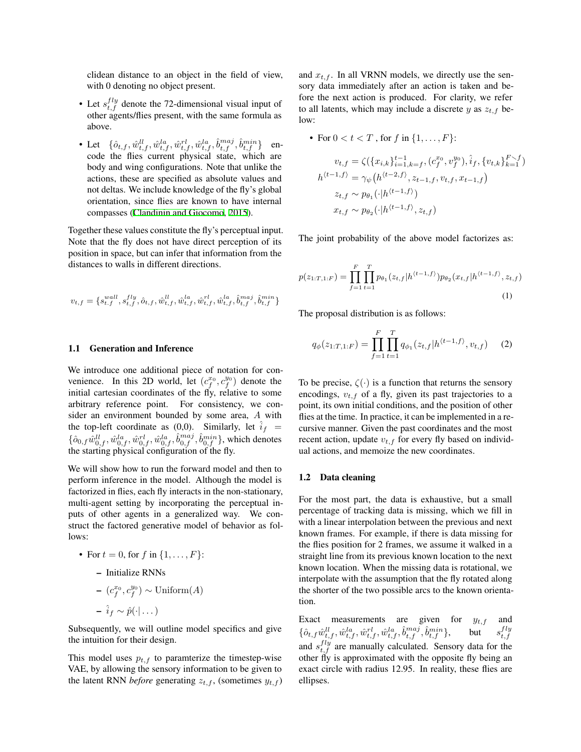clidean distance to an object in the field of view, with 0 denoting no object present.

- Let $s_{t,f}^{fly}$ denote the 72-dimensional visual input of other agents/flies present, with the same formula as above.
- Let $\{\hat{o}_{t,f}, \hat{w}_{t,f}^{ll}, \hat{w}_{t,f}^{la}, \hat{w}_{t,f}^{rl}, \hat{w}_{t,f}^{la}, \hat{b}_{t,f}^{maj}, \hat{b}_{t,f}^{min}\}$ encode the flies current physical state, which are body and wing configurations. Note that unlike the actions, these are specified as absolute values and not deltas. We include knowledge of the fly's global orientation, since flies are known to have internal compasses (Clandinin and Giocomo, 2015).

Together these values constitute the fly's perceptual input. Note that the fly does not have direct perception of its position in space, but can infer that information from the distances to walls in different directions.

$$v_{t,f} = \{s_{t.f}^{wall}, s_{t,f}^{fly}, \hat{o}_{t,f}, w_{t,f}^{ll}, \hat{w}_{t,f}^{la}, \hat{w}_{t,f}^{rl}, \hat{w}_{t,f}^{la}, \hat{b}_{t,f}^{maj}, \hat{b}_{t,f}^{min}\}$$

### 1.1 Generation and Inference

We introduce one additional piece of notation for convenience. In this 2D world, let $(c_f^{x_0}, c_f^{y_0})$ denote the initial cartesian coordinates of the fly, relative to some arbitrary reference point. For consistency, we consider an environment bounded by some area, $A$ with the top-left coordinate as (0,0). Similarly, let $\hat{i}_f = \{\hat{o}_{0,f}\hat{w}_{0,f}^{ll}, \hat{w}_{0,f}^{la}, \hat{w}_{0,f}^{rl}, \hat{w}_{0,f}^{la}, \hat{b}_{0,f}^{maj}, \hat{b}_{0,f}^{min}\}$, which denotes the starting physical configuration of the fly.

We will show how to run the forward model and then to perform inference in the model. Although the model is factorized in flies, each fly interacts in the non-stationary, multi-agent setting by incorporating the perceptual inputs of other agents in a generalized way. We construct the factored generative model of behavior as follows:

- For $t = 0$, for $f$ in $\{1, \ldots, F\}$:
  - Initialize RNNs
  - $(c_f^{x_0}, c_f^{y_0}) \sim \text{Uniform}(A)$
  - $\hat{i}_f \sim \hat{p}(\cdot|\ldots)$

Subsequently, we will outline model specifics and give the intuition for their design.

This model uses $p_{t,f}$ to paramterize the timestep-wise VAE, by allowing the sensory information to be given to the latent RNN *before* generating $z_{t,f}$, (sometimes $y_{t,f}$) and $x_{t,f}$. In all VRNN models, we directly use the sensory data immediately after an action is taken and before the next action is produced. For clarity, we refer to all latents, which may include a discrete $y$ as $z_{t,f}$ below:

- For $0 < t < T$ , for $f$ in $\{1, \ldots, F\}$:

$$\begin{aligned}
v_{t,f} &= \zeta(\{x_{i,k}\}_{i=1,k=f}^{t-1}, (c_f^{x_0}, v_f^{y_0}), \hat{i}_f, \{v_{t,k}\}_{k=1}^{F \setminus f}) \\
h^{\langle t-1,f \rangle} &= \gamma_\psi\big(h^{\langle t-2,f \rangle}, z_{t-1,f}, v_{t,f}, x_{t-1,f}\big) \\
z_{t,f} &\sim p_{\theta_1}(\cdot|h^{\langle t-1,f \rangle}) \\
x_{t,f} &\sim p_{\theta_2}(\cdot|h^{\langle t-1,f \rangle}, z_{t,f})
\end{aligned}$$

The joint probability of the above model factorizes as:

$$p(z_{1:T,1:F}) = \prod_{f=1}^{F}\prod_{t=1}^{T} p_{\theta_1}(z_{t,f}|h^{\langle t-1,f \rangle})p_{\theta_2}(x_{t,f}|h^{\langle t-1,f \rangle}, z_{t,f}) \tag{1}$$

The proposal distribution is as follows:

$$q_\phi(z_{1:T,1:F}) = \prod_{f=1}^{F}\prod_{t=1}^{T} q_{\phi_1}(z_{t,f}|h^{\langle t-1,f \rangle}, v_{t,f}) \tag{2}$$

To be precise, $\zeta(\cdot)$ is a function that returns the sensory encodings, $v_{t,f}$ of a fly, given its past trajectories to a point, its own initial conditions, and the position of other flies at the time. In practice, it can be implemented in a recursive manner. Given the past coordinates and the most recent action, update $v_{t,f}$ for every fly based on individual actions, and memoize the new coordinates.

### 1.2 Data cleaning

For the most part, the data is exhaustive, but a small percentage of tracking data is missing, which we fill in with a linear interpolation between the previous and next known frames. For example, if there is data missing for the flies position for 2 frames, we assume it walked in a straight line from its previous known location to the next known location. When the missing data is rotational, we interpolate with the assumption that the fly rotated along the shorter of the two possible arcs to the known orientation.

Exact measurements are given for $y_{t,f}$ and $\{\hat{o}_{t,f}\hat{w}_{t,f}^{ll}, \hat{w}_{t,f}^{la}, \hat{w}_{t,f}^{rl}, \hat{w}_{t,f}^{la}, \hat{b}_{t,f}^{maj}, \hat{b}_{t,f}^{min}\}$, but $s_{t,f}^{fly}$ and $s_{t,f}^{fly}$ are manually calculated. Sensory data for the other fly is approximated with the opposite fly being an exact circle with radius 12.95. In reality, these flies are ellipses.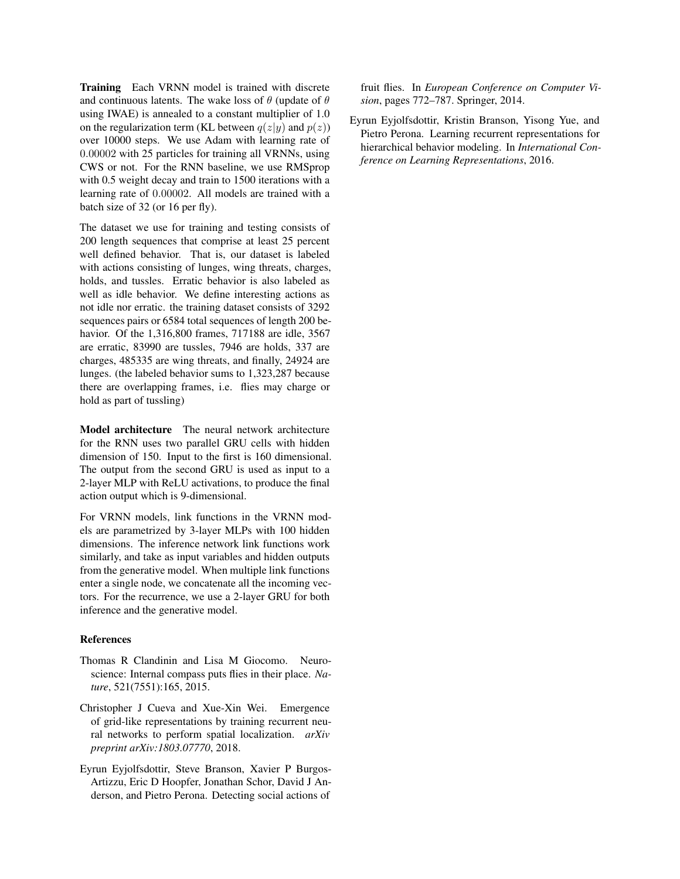**Training** Each VRNN model is trained with discrete and continuous latents. The wake loss of $\theta$ (update of $\theta$ using IWAE) is annealed to a constant multiplier of 1.0 on the regularization term (KL between $q(z|y)$ and $p(z)$) over 10000 steps. We use Adam with learning rate of $0.00002$ with 25 particles for training all VRNNs, using CWS or not. For the RNN baseline, we use RMSprop with 0.5 weight decay and train to 1500 iterations with a learning rate of $0.00002$. All models are trained with a batch size of 32 (or 16 per fly).

The dataset we use for training and testing consists of 200 length sequences that comprise at least 25 percent well defined behavior. That is, our dataset is labeled with actions consisting of lunges, wing threats, charges, holds, and tussles. Erratic behavior is also labeled as well as idle behavior. We define interesting actions as not idle nor erratic. the training dataset consists of 3292 sequences pairs or 6584 total sequences of length 200 behavior. Of the 1,316,800 frames, 717188 are idle, 3567 are erratic, 83990 are tussles, 7946 are holds, 337 are charges, 485335 are wing threats, and finally, 24924 are lunges. (the labeled behavior sums to 1,323,287 because there are overlapping frames, i.e. flies may charge or hold as part of tussling)

**Model architecture** The neural network architecture for the RNN uses two parallel GRU cells with hidden dimension of 150. Input to the first is 160 dimensional. The output from the second GRU is used as input to a 2-layer MLP with ReLU activations, to produce the final action output which is 9-dimensional.

For VRNN models, link functions in the VRNN models are parametrized by 3-layer MLPs with 100 hidden dimensions. The inference network link functions work similarly, and take as input variables and hidden outputs from the generative model. When multiple link functions enter a single node, we concatenate all the incoming vectors. For the recurrence, we use a 2-layer GRU for both inference and the generative model.

### References

Thomas R Clandinin and Lisa M Giocomo. Neuroscience: Internal compass puts flies in their place. *Nature*, 521(7551):165, 2015.

Christopher J Cueva and Xue-Xin Wei. Emergence of grid-like representations by training recurrent neural networks to perform spatial localization. *arXiv preprint arXiv:1803.07770*, 2018.

Eyrun Eyjolfsdottir, Steve Branson, Xavier P Burgos-Artizzu, Eric D Hoopfer, Jonathan Schor, David J Anderson, and Pietro Perona. Detecting social actions of fruit flies. In *European Conference on Computer Vision*, pages 772–787. Springer, 2014.

Eyrun Eyjolfsdottir, Kristin Branson, Yisong Yue, and Pietro Perona. Learning recurrent representations for hierarchical behavior modeling. In *International Conference on Learning Representations*, 2016.